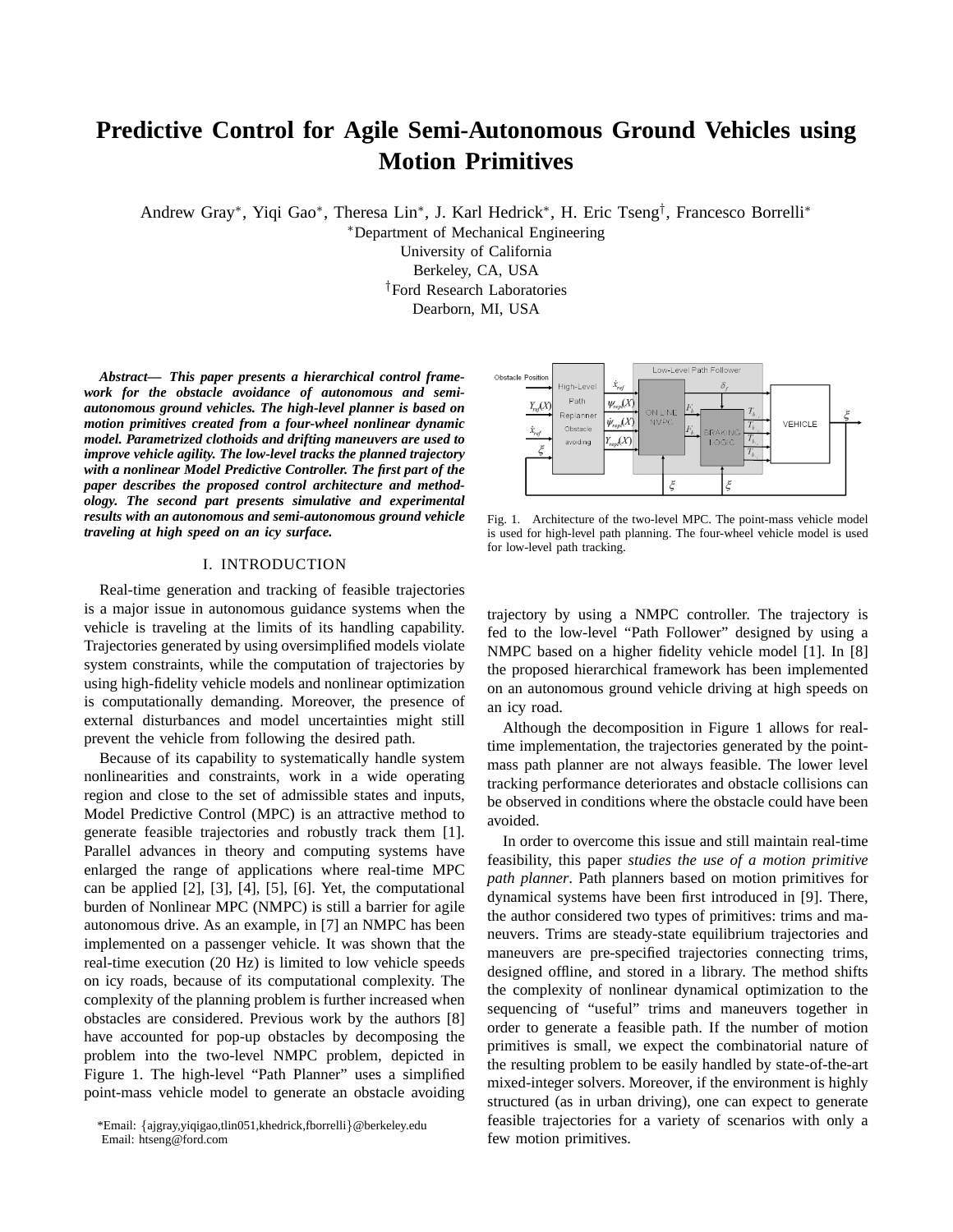# Predictive Control for Agile Semi-Autonomous Ground Vehicles using Motion Primitives

Andrew Gray*, Yiqi Gao*, Theresa Lin*, J. Karl Hedrick*, H. Eric Tseng†, Francesco Borrelli*

*Department of Mechanical Engineering
University of California
Berkeley, CA, USA
†Ford Research Laboratories
Dearborn, MI, USA

***Abstract*— This paper presents a hierarchical control framework for the obstacle avoidance of autonomous and semi-autonomous ground vehicles. The high-level planner is based on motion primitives created from a four-wheel nonlinear dynamic model. Parametrized clothoids and drifting maneuvers are used to improve vehicle agility. The low-level tracks the planned trajectory with a nonlinear Model Predictive Controller. The first part of the paper describes the proposed control architecture and methodology. The second part presents simulative and experimental results with an autonomous and semi-autonomous ground vehicle traveling at high speed on an icy surface.**

## I. INTRODUCTION

Real-time generation and tracking of feasible trajectories is a major issue in autonomous guidance systems when the vehicle is traveling at the limits of its handling capability. Trajectories generated by using oversimplified models violate system constraints, while the computation of trajectories by using high-fidelity vehicle models and nonlinear optimization is computationally demanding. Moreover, the presence of external disturbances and model uncertainties might still prevent the vehicle from following the desired path.

Because of its capability to systematically handle system nonlinearities and constraints, work in a wide operating region and close to the set of admissible states and inputs, Model Predictive Control (MPC) is an attractive method to generate feasible trajectories and robustly track them [1]. Parallel advances in theory and computing systems have enlarged the range of applications where real-time MPC can be applied [2], [3], [4], [5], [6]. Yet, the computational burden of Nonlinear MPC (NMPC) is still a barrier for agile autonomous drive. As an example, in [7] an NMPC has been implemented on a passenger vehicle. It was shown that the real-time execution (20 Hz) is limited to low vehicle speeds on icy roads, because of its computational complexity. The complexity of the planning problem is further increased when obstacles are considered. Previous work by the authors [8] have accounted for pop-up obstacles by decomposing the problem into the two-level NMPC problem, depicted in Figure 1. The high-level "Path Planner" uses a simplified point-mass vehicle model to generate an obstacle avoiding trajectory by using a NMPC controller. The trajectory is fed to the low-level "Path Follower" designed by using a NMPC based on a higher fidelity vehicle model [1]. In [8] the proposed hierarchical framework has been implemented on an autonomous ground vehicle driving at high speeds on an icy road.

Fig. 1. Architecture of the two-level MPC. The point-mass vehicle model is used for high-level path planning. The four-wheel vehicle model is used for low-level path tracking.

Although the decomposition in Figure 1 allows for real-time implementation, the trajectories generated by the point-mass path planner are not always feasible. The lower level tracking performance deteriorates and obstacle collisions can be observed in conditions where the obstacle could have been avoided.

In order to overcome this issue and still maintain real-time feasibility, this paper *studies the use of a motion primitive path planner*. Path planners based on motion primitives for dynamical systems have been first introduced in [9]. There, the author considered two types of primitives: trims and maneuvers. Trims are steady-state equilibrium trajectories and maneuvers are pre-specified trajectories connecting trims, designed offline, and stored in a library. The method shifts the complexity of nonlinear dynamical optimization to the sequencing of "useful" trims and maneuvers together in order to generate a feasible path. If the number of motion primitives is small, we expect the combinatorial nature of the resulting problem to be easily handled by state-of-the-art mixed-integer solvers. Moreover, if the environment is highly structured (as in urban driving), one can expect to generate feasible trajectories for a variety of scenarios with only a few motion primitives.

*Email: {ajgray,yiqigao,tlin051,khedrick,fborrelli}@berkeley.edu
Email: htseng@ford.com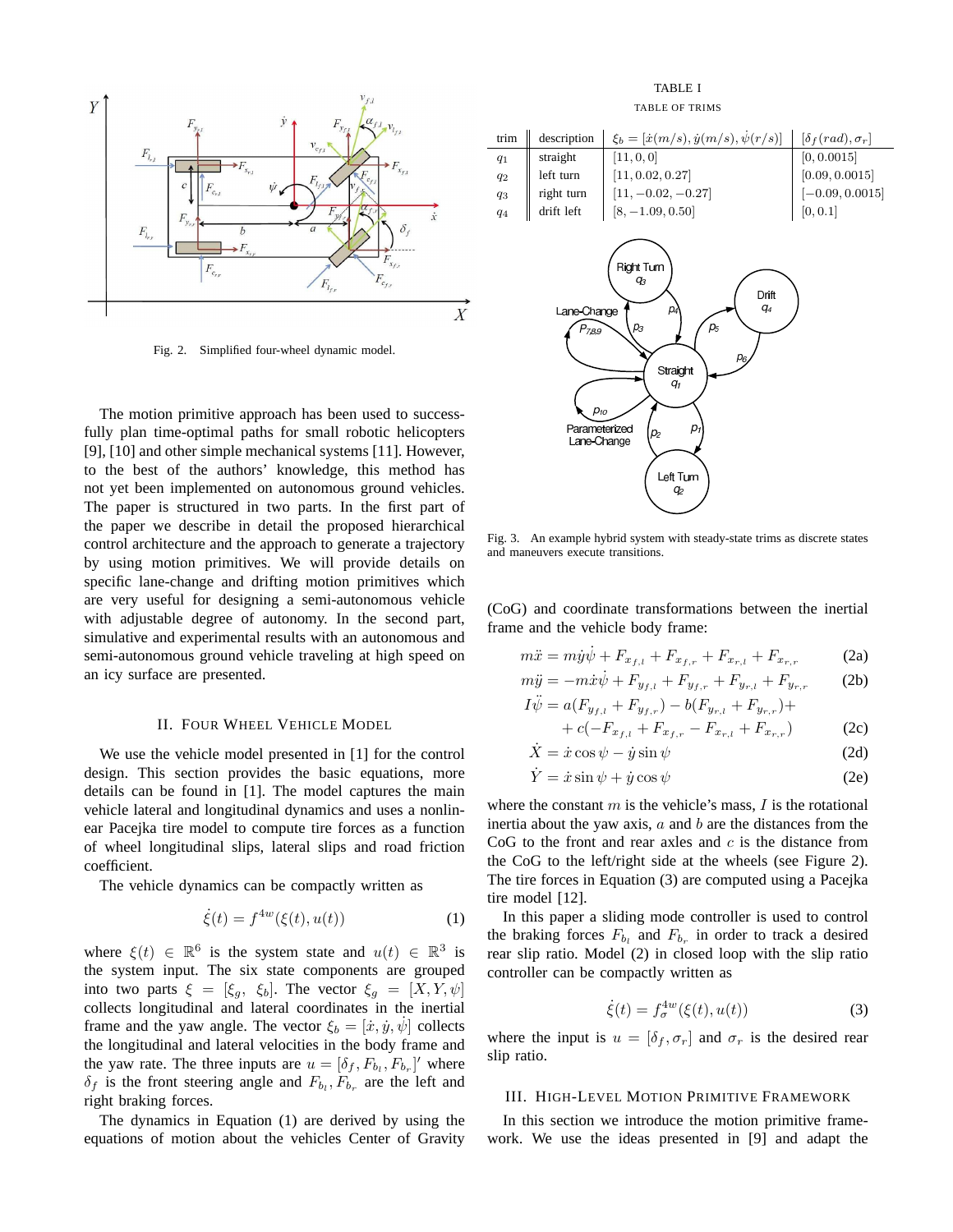Fig. 2. Simplified four-wheel dynamic model.

The motion primitive approach has been used to successfully plan time-optimal paths for small robotic helicopters [9], [10] and other simple mechanical systems [11]. However, to the best of the authors' knowledge, this method has not yet been implemented on autonomous ground vehicles. The paper is structured in two parts. In the first part of the paper we describe in detail the proposed hierarchical control architecture and the approach to generate a trajectory by using motion primitives. We will provide details on specific lane-change and drifting motion primitives which are very useful for designing a semi-autonomous vehicle with adjustable degree of autonomy. In the second part, simulative and experimental results with an autonomous and semi-autonomous ground vehicle traveling at high speed on an icy surface are presented.

## II. Four Wheel Vehicle Model

We use the vehicle model presented in [1] for the control design. This section provides the basic equations, more details can be found in [1]. The model captures the main vehicle lateral and longitudinal dynamics and uses a nonlinear Pacejka tire model to compute tire forces as a function of wheel longitudinal slips, lateral slips and road friction coefficient.

The vehicle dynamics can be compactly written as

$$\dot{\xi}(t) = f^{4w}(\xi(t), u(t)) \tag{1}$$

where $\xi(t) \in \mathbb{R}^6$ is the system state and $u(t) \in \mathbb{R}^3$ is the system input. The six state components are grouped into two parts $\xi = [\xi_g, \ \xi_b]$. The vector $\xi_g = [X, Y, \psi]$ collects longitudinal and lateral coordinates in the inertial frame and the yaw angle. The vector $\xi_b = [\dot{x}, \dot{y}, \dot{\psi}]$ collects the longitudinal and lateral velocities in the body frame and the yaw rate. The three inputs are $u = [\delta_f, F_{b_l}, F_{b_r}]'$ where $\delta_f$ is the front steering angle and $F_{b_l}, F_{b_r}$ are the left and right braking forces.

The dynamics in Equation (1) are derived by using the equations of motion about the vehicles Center of Gravity (CoG) and coordinate transformations between the inertial frame and the vehicle body frame:

$$m\ddot{x} = m\dot{y}\dot{\psi} + F_{x_{f,l}} + F_{x_{f,r}} + F_{x_{r,l}} + F_{x_{r,r}} \tag{2a}$$

$$m\ddot{y} = -m\dot{x}\dot{\psi} + F_{y_{f,l}} + F_{y_{f,r}} + F_{y_{r,l}} + F_{y_{r,r}} \tag{2b}$$

$$\begin{aligned} I\ddot{\psi} = {} & a(F_{y_{f,l}} + F_{y_{f,r}}) - b(F_{y_{r,l}} + F_{y_{r,r}}) + \\ & + c(-F_{x_{f,l}} + F_{x_{f,r}} - F_{x_{r,l}} + F_{x_{r,r}}) \end{aligned} \tag{2c}$$

$$\dot{X} = \dot{x}\cos\psi - \dot{y}\sin\psi \tag{2d}$$

$$\dot{Y} = \dot{x}\sin\psi + \dot{y}\cos\psi \tag{2e}$$

where the constant $m$ is the vehicle's mass, $I$ is the rotational inertia about the yaw axis, $a$ and $b$ are the distances from the CoG to the front and rear axles and $c$ is the distance from the CoG to the left/right side at the wheels (see Figure 2). The tire forces in Equation (3) are computed using a Pacejka tire model [12].

In this paper a sliding mode controller is used to control the braking forces $F_{b_l}$ and $F_{b_r}$ in order to track a desired rear slip ratio. Model (2) in closed loop with the slip ratio controller can be compactly written as

$$\dot{\xi}(t) = f_{\sigma}^{4w}(\xi(t), u(t)) \tag{3}$$

where the input is $u = [\delta_f, \sigma_r]$ and $\sigma_r$ is the desired rear slip ratio.

TABLE I

TABLE OF TRIMS

| trim | description | $\xi_b = [\dot{x}(m/s), \dot{y}(m/s), \dot{\psi}(r/s)]$ | $[\delta_f(rad), \sigma_r]$ |
|---|---|---|---|
| $q_1$ | straight | $[11, 0, 0]$ | $[0, 0.0015]$ |
| $q_2$ | left turn | $[11, 0.02, 0.27]$ | $[0.09, 0.0015]$ |
| $q_3$ | right turn | $[11, -0.02, -0.27]$ | $[-0.09, 0.0015]$ |
| $q_4$ | drift left | $[8, -1.09, 0.50]$ | $[0, 0.1]$ |

Fig. 3. An example hybrid system with steady-state trims as discrete states and maneuvers execute transitions.

## III. High-Level Motion Primitive Framework

In this section we introduce the motion primitive framework. We use the ideas presented in [9] and adapt the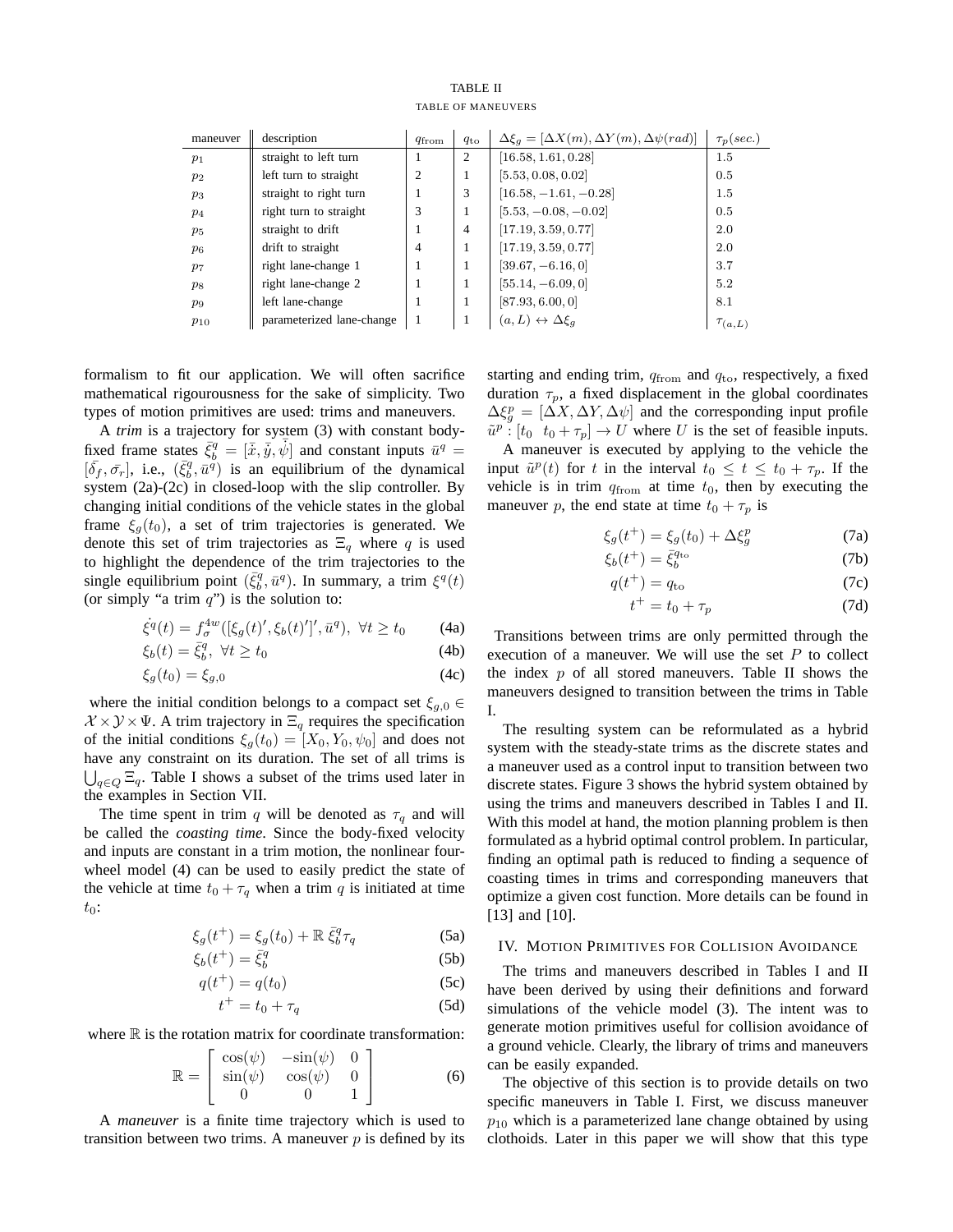TABLE II

TABLE OF MANEUVERS

| maneuver | description | $q_{\text{from}}$ | $q_{\text{to}}$ | $\Delta\xi_g = [\Delta X(m), \Delta Y(m), \Delta\psi(rad)]$ | $\tau_p(sec.)$ |
|---|---|---|---|---|---|
| $p_1$ | straight to left turn | 1 | 2 | $[16.58, 1.61, 0.28]$ | 1.5 |
| $p_2$ | left turn to straight | 2 | 1 | $[5.53, 0.08, 0.02]$ | 0.5 |
| $p_3$ | straight to right turn | 1 | 3 | $[16.58, -1.61, -0.28]$ | 1.5 |
| $p_4$ | right turn to straight | 3 | 1 | $[5.53, -0.08, -0.02]$ | 0.5 |
| $p_5$ | straight to drift | 1 | 4 | $[17.19, 3.59, 0.77]$ | 2.0 |
| $p_6$ | drift to straight | 4 | 1 | $[17.19, 3.59, 0.77]$ | 2.0 |
| $p_7$ | right lane-change 1 | 1 | 1 | $[39.67, -6.16, 0]$ | 3.7 |
| $p_8$ | right lane-change 2 | 1 | 1 | $[55.14, -6.09, 0]$ | 5.2 |
| $p_9$ | left lane-change | 1 | 1 | $[87.93, 6.00, 0]$ | 8.1 |
| $p_{10}$ | parameterized lane-change | 1 | 1 | $(a, L) \leftrightarrow \Delta\xi_g$ | $\tau_{(a,L)}$ |

formalism to fit our application. We will often sacrifice mathematical rigourousness for the sake of simplicity. Two types of motion primitives are used: trims and maneuvers.

A *trim* is a trajectory for system (3) with constant body-fixed frame states $\bar{\xi}_b^q = [\bar{\dot{x}}, \bar{\dot{y}}, \bar{\dot{\psi}}]$ and constant inputs $\bar{u}^q = [\bar{\delta_f}, \bar{\sigma_r}]$, i.e., $(\bar{\xi}_b^q, \bar{u}^q)$ is an equilibrium of the dynamical system (2a)-(2c) in closed-loop with the slip controller. By changing initial conditions of the vehicle states in the global frame $\xi_g(t_0)$, a set of trim trajectories is generated. We denote this set of trim trajectories as $\Xi_q$ where $q$ is used to highlight the dependence of the trim trajectories to the single equilibrium point $(\bar{\xi}_b^q, \bar{u}^q)$. In summary, a trim $\xi^q(t)$ (or simply "a trim $q$") is the solution to:

$$\dot{\xi}^q(t) = f_\sigma^{4w}([\xi_g(t)', \xi_b(t)']', \bar{u}^q),\ \forall t \geq t_0 \tag{4a}$$

$$\xi_b(t) = \bar{\xi}_b^q,\ \forall t \geq t_0 \tag{4b}$$

$$\xi_g(t_0) = \xi_{g,0} \tag{4c}$$

where the initial condition belongs to a compact set $\xi_{g,0} \in \mathcal{X} \times \mathcal{Y} \times \Psi$. A trim trajectory in $\Xi_q$ requires the specification of the initial conditions $\xi_g(t_0) = [X_0, Y_0, \psi_0]$ and does not have any constraint on its duration. The set of all trims is $\bigcup_{q \in Q} \Xi_q$. Table I shows a subset of the trims used later in the examples in Section VII.

The time spent in trim $q$ will be denoted as $\tau_q$ and will be called the *coasting time*. Since the body-fixed velocity and inputs are constant in a trim motion, the nonlinear four-wheel model (4) can be used to easily predict the state of the vehicle at time $t_0 + \tau_q$ when a trim $q$ is initiated at time $t_0$:

$$\xi_g(t^+) = \xi_g(t_0) + \mathbb{R}\ \bar{\xi}_b^q \tau_q \tag{5a}$$

$$\xi_b(t^+) = \bar{\xi}_b^q \tag{5b}$$

$$q(t^+) = q(t_0) \tag{5c}$$

$$t^+ = t_0 + \tau_q \tag{5d}$$

where $\mathbb{R}$ is the rotation matrix for coordinate transformation:

$$\mathbb{R} = \begin{bmatrix} \cos(\psi) & -\sin(\psi) & 0 \\ \sin(\psi) & \cos(\psi) & 0 \\ 0 & 0 & 1 \end{bmatrix} \tag{6}$$

A *maneuver* is a finite time trajectory which is used to transition between two trims. A maneuver $p$ is defined by its starting and ending trim, $q_{\text{from}}$ and $q_{\text{to}}$, respectively, a fixed duration $\tau_p$, a fixed displacement in the global coordinates $\Delta\xi_g^p = [\Delta X, \Delta Y, \Delta\psi]$ and the corresponding input profile $\tilde{u}^p : [t_0\ \ t_0 + \tau_p] \to U$ where $U$ is the set of feasible inputs.

A maneuver is executed by applying to the vehicle the input $\tilde{u}^p(t)$ for $t$ in the interval $t_0 \leq t \leq t_0 + \tau_p$. If the vehicle is in trim $q_{\text{from}}$ at time $t_0$, then by executing the maneuver $p$, the end state at time $t_0 + \tau_p$ is

$$\xi_g(t^+) = \xi_g(t_0) + \Delta\xi_g^p \tag{7a}$$

$$\xi_b(t^+) = \bar{\xi}_b^{q_{\text{to}}} \tag{7b}$$

$$q(t^+) = q_{\text{to}} \tag{7c}$$

$$t^+ = t_0 + \tau_p \tag{7d}$$

Transitions between trims are only permitted through the execution of a maneuver. We will use the set $P$ to collect the index $p$ of all stored maneuvers. Table II shows the maneuvers designed to transition between the trims in Table I.

The resulting system can be reformulated as a hybrid system with the steady-state trims as the discrete states and a maneuver used as a control input to transition between two discrete states. Figure 3 shows the hybrid system obtained by using the trims and maneuvers described in Tables I and II. With this model at hand, the motion planning problem is then formulated as a hybrid optimal control problem. In particular, finding an optimal path is reduced to finding a sequence of coasting times in trims and corresponding maneuvers that optimize a given cost function. More details can be found in [13] and [10].

## IV. Motion Primitives for Collision Avoidance

The trims and maneuvers described in Tables I and II have been derived by using their definitions and forward simulations of the vehicle model (3). The intent was to generate motion primitives useful for collision avoidance of a ground vehicle. Clearly, the library of trims and maneuvers can be easily expanded.

The objective of this section is to provide details on two specific maneuvers in Table I. First, we discuss maneuver $p_{10}$ which is a parameterized lane change obtained by using clothoids. Later in this paper we will show that this type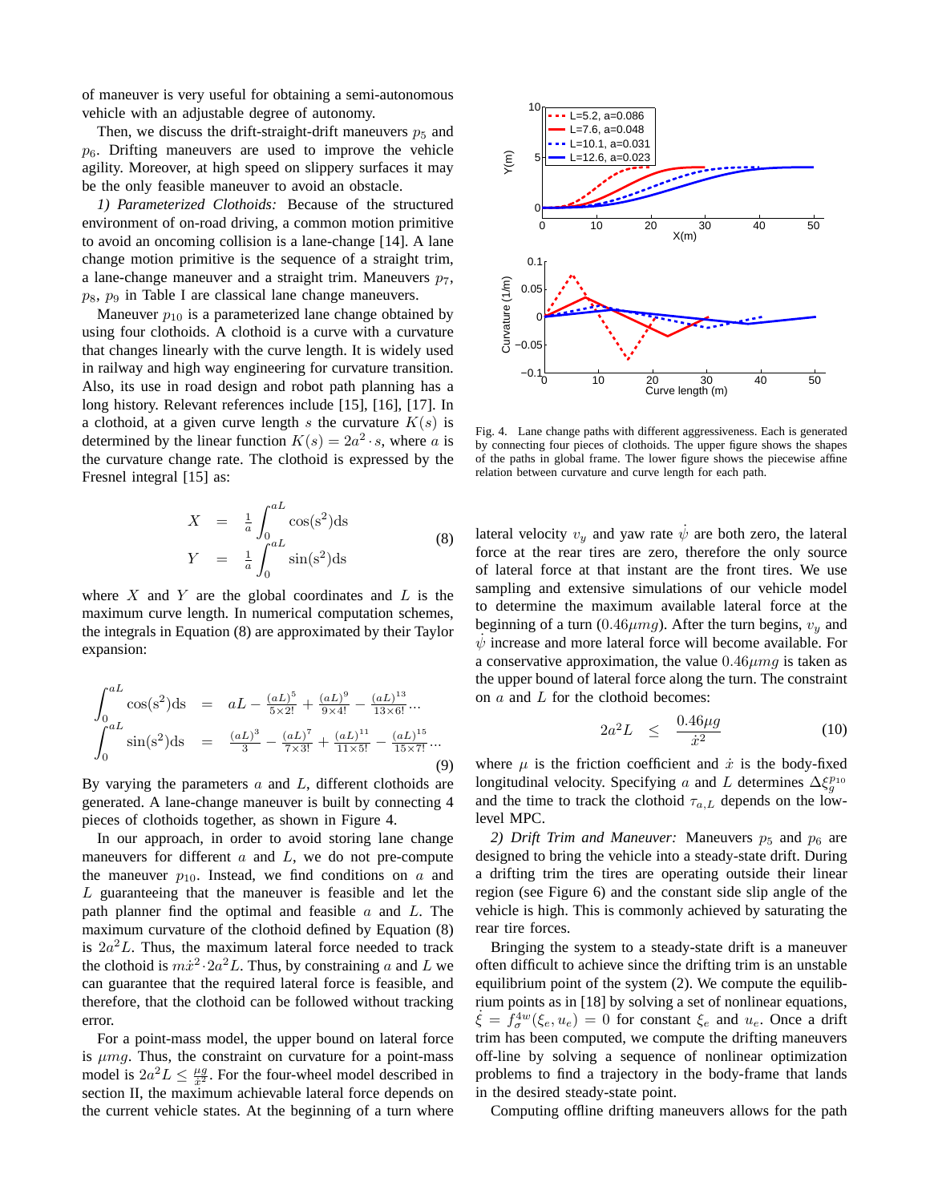of maneuver is very useful for obtaining a semi-autonomous vehicle with an adjustable degree of autonomy.

Then, we discuss the drift-straight-drift maneuvers $p_5$ and $p_6$. Drifting maneuvers are used to improve the vehicle agility. Moreover, at high speed on slippery surfaces it may be the only feasible maneuver to avoid an obstacle.

*1) Parameterized Clothoids:* Because of the structured environment of on-road driving, a common motion primitive to avoid an oncoming collision is a lane-change [14]. A lane change motion primitive is the sequence of a straight trim, a lane-change maneuver and a straight trim. Maneuvers $p_7$, $p_8$, $p_9$ in Table I are classical lane change maneuvers.

Maneuver $p_{10}$ is a parameterized lane change obtained by using four clothoids. A clothoid is a curve with a curvature that changes linearly with the curve length. It is widely used in railway and high way engineering for curvature transition. Also, its use in road design and robot path planning has a long history. Relevant references include [15], [16], [17]. In a clothoid, at a given curve length $s$ the curvature $K(s)$ is determined by the linear function $K(s) = 2a^2 \cdot s$, where $a$ is the curvature change rate. The clothoid is expressed by the Fresnel integral [15] as:

$$
\begin{aligned}
X &= \frac{1}{a}\int_0^{aL} \cos(s^2)\mathrm{d}s \\
Y &= \frac{1}{a}\int_0^{aL} \sin(s^2)\mathrm{d}s
\end{aligned} \tag{8}
$$

where $X$ and $Y$ are the global coordinates and $L$ is the maximum curve length. In numerical computation schemes, the integrals in Equation (8) are approximated by their Taylor expansion:

$$
\begin{aligned}
\int_0^{aL} \cos(s^2)\mathrm{d}s &= aL - \frac{(aL)^5}{5\times 2!} + \frac{(aL)^9}{9\times 4!} - \frac{(aL)^{13}}{13\times 6!}\cdots \\
\int_0^{aL} \sin(s^2)\mathrm{d}s &= \frac{(aL)^3}{3} - \frac{(aL)^7}{7\times 3!} + \frac{(aL)^{11}}{11\times 5!} - \frac{(aL)^{15}}{15\times 7!}\cdots
\end{aligned} \tag{9}
$$

By varying the parameters $a$ and $L$, different clothoids are generated. A lane-change maneuver is built by connecting 4 pieces of clothoids together, as shown in Figure 4.

In our approach, in order to avoid storing lane change maneuvers for different $a$ and $L$, we do not pre-compute the maneuver $p_{10}$. Instead, we find conditions on $a$ and $L$ guaranteeing that the maneuver is feasible and let the path planner find the optimal and feasible $a$ and $L$. The maximum curvature of the clothoid defined by Equation (8) is $2a^2L$. Thus, the maximum lateral force needed to track the clothoid is $m\dot{x}^2 \cdot 2a^2L$. Thus, by constraining $a$ and $L$ we can guarantee that the required lateral force is feasible, and therefore, that the clothoid can be followed without tracking error.

For a point-mass model, the upper bound on lateral force is $\mu mg$. Thus, the constraint on curvature for a point-mass model is $2a^2L \leq \frac{\mu g}{\dot{x}^2}$. For the four-wheel model described in section II, the maximum achievable lateral force depends on the current vehicle states. At the beginning of a turn where

Fig. 4. Lane change paths with different aggressiveness. Each is generated by connecting four pieces of clothoids. The upper figure shows the shapes of the paths in global frame. The lower figure shows the piecewise affine relation between curvature and curve length for each path.

lateral velocity $v_y$ and yaw rate $\dot{\psi}$ are both zero, the lateral force at the rear tires are zero, therefore the only source of lateral force at that instant are the front tires. We use sampling and extensive simulations of our vehicle model to determine the maximum available lateral force at the beginning of a turn ($0.46\mu mg$). After the turn begins, $v_y$ and $\dot{\psi}$ increase and more lateral force will become available. For a conservative approximation, the value $0.46\mu mg$ is taken as the upper bound of lateral force along the turn. The constraint on $a$ and $L$ for the clothoid becomes:

$$
2a^2L \quad \leq \quad \frac{0.46\mu g}{\dot{x}^2} \tag{10}
$$

where $\mu$ is the friction coefficient and $\dot{x}$ is the body-fixed longitudinal velocity. Specifying $a$ and $L$ determines $\Delta\xi_g^{p_{10}}$ and the time to track the clothoid $\tau_{a,L}$ depends on the low-level MPC.

*2) Drift Trim and Maneuver:* Maneuvers $p_5$ and $p_6$ are designed to bring the vehicle into a steady-state drift. During a drifting trim the tires are operating outside their linear region (see Figure 6) and the constant side slip angle of the vehicle is high. This is commonly achieved by saturating the rear tire forces.

Bringing the system to a steady-state drift is a maneuver often difficult to achieve since the drifting trim is an unstable equilibrium point of the system (2). We compute the equilibrium points as in [18] by solving a set of nonlinear equations, $\dot{\xi} = f_\sigma^{4w}(\xi_e, u_e) = 0$ for constant $\xi_e$ and $u_e$. Once a drift trim has been computed, we compute the drifting maneuvers off-line by solving a sequence of nonlinear optimization problems to find a trajectory in the body-frame that lands in the desired steady-state point.

Computing offline drifting maneuvers allows for the path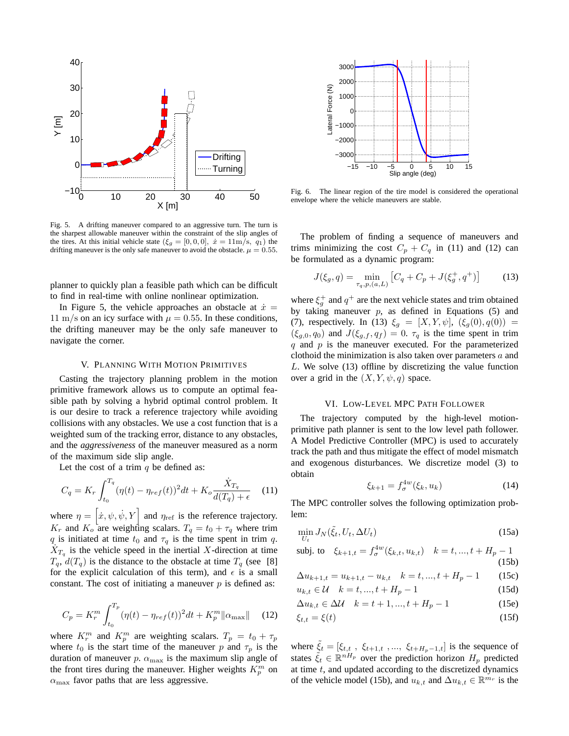Fig. 5. A drifting maneuver compared to an aggressive turn. The turn is the sharpest allowable maneuver within the constraint of the slip angles of the tires. At this initial vehicle state ($\xi_g = [0, 0, 0]$, $\dot{x} = 11\text{m/s}$, $q_1$) the drifting maneuver is the only safe maneuver to avoid the obstacle. $\mu = 0.55$.

Fig. 6. The linear region of the tire model is considered the operational envelope where the vehicle maneuvers are stable.

planner to quickly plan a feasible path which can be difficult to find in real-time with online nonlinear optimization.

In Figure 5, the vehicle approaches an obstacle at $\dot{x} = 11$ m/s on an icy surface with $\mu = 0.55$. In these conditions, the drifting maneuver may be the only safe maneuver to navigate the corner.

## V. Planning With Motion Primitives

Casting the trajectory planning problem in the motion primitive framework allows us to compute an optimal feasible path by solving a hybrid optimal control problem. It is our desire to track a reference trajectory while avoiding collisions with any obstacles. We use a cost function that is a weighted sum of the tracking error, distance to any obstacles, and the *aggressiveness* of the maneuver measured as a norm of the maximum side slip angle.

Let the cost of a trim $q$ be defined as:

$$C_q = K_r \int_{t_0}^{T_q} (\eta(t) - \eta_{ref}(t))^2 dt + K_o \frac{\dot{X}_{T_q}}{d(T_q) + \epsilon} \tag{11}$$

where $\eta = \left[\dot{x}, \psi, \dot{\psi}, Y\right]$ and $\eta_{\text{ref}}$ is the reference trajectory. $K_r$ and $K_o$ are weighting scalars. $T_q = t_0 + \tau_q$ where trim $q$ is initiated at time $t_0$ and $\tau_q$ is the time spent in trim $q$. $\dot{X}_{T_q}$ is the vehicle speed in the inertial $X$-direction at time $T_q$, $d(T_q)$ is the distance to the obstacle at time $T_q$ (see [8] for the explicit calculation of this term), and $\epsilon$ is a small constant. The cost of initiating a maneuver $p$ is defined as:

$$C_p = K_r^m \int_{t_0}^{T_p} (\eta(t) - \eta_{ref}(t))^2 dt + K_p^m \|\alpha_{\max}\| \tag{12}$$

where $K_r^m$ and $K_p^m$ are weighting scalars. $T_p = t_0 + \tau_p$ where $t_0$ is the start time of the maneuver $p$ and $\tau_p$ is the duration of maneuver $p$. $\alpha_{\max}$ is the maximum slip angle of the front tires during the maneuver. Higher weights $K_p^m$ on $\alpha_{\max}$ favor paths that are less aggressive.

The problem of finding a sequence of maneuvers and trims minimizing the cost $C_p + C_q$ in (11) and (12) can be formulated as a dynamic program:

$$J(\xi_g, q) = \min_{\tau_q, p, (a, L)} \left[C_q + C_p + J(\xi_g^+, q^+)\right] \tag{13}$$

where $\xi_g^+$ and $q^+$ are the next vehicle states and trim obtained by taking maneuver $p$, as defined in Equations (5) and (7), respectively. In (13) $\xi_g = [X, Y, \psi]$, $(\xi_g(0), q(0)) = (\xi_{g,0}, q_0)$ and $J(\xi_{g,f}, q_f) = 0$. $\tau_q$ is the time spent in trim $q$ and $p$ is the maneuver executed. For the parameterized clothoid the minimization is also taken over parameters $a$ and $L$. We solve (13) offline by discretizing the value function over a grid in the $(X, Y, \psi, q)$ space.

## VI. Low-Level MPC Path Follower

The trajectory computed by the high-level motion-primitive path planner is sent to the low level path follower. A Model Predictive Controller (MPC) is used to accurately track the path and thus mitigate the effect of model mismatch and exogenous disturbances. We discretize model (3) to obtain

$$\xi_{k+1} = f_\sigma^{4w}(\xi_k, u_k) \tag{14}$$

The MPC controller solves the following optimization problem:

$$\min_{U_t} J_N(\tilde{\xi}_t, U_t, \Delta U_t) \tag{15a}$$

$$\text{subj. to} \quad \xi_{k+1,t} = f_\sigma^{4w}(\xi_{k,t}, u_{k,t}) \quad k = t, ..., t + H_p - 1 \tag{15b}$$

$$\Delta u_{k+1,t} = u_{k+1,t} - u_{k,t} \quad k = t, ..., t + H_p - 1 \tag{15c}$$

$$u_{k,t} \in \mathcal{U} \quad k = t, ..., t + H_p - 1 \tag{15d}$$

$$\Delta u_{k,t} \in \Delta\mathcal{U} \quad k = t + 1, ..., t + H_p - 1 \tag{15e}$$

$$\xi_{t,t} = \xi(t) \tag{15f}$$

where $\tilde{\xi}_t = [\xi_{t,t}\ ,\ \xi_{t+1,t}\ , ...,\ \xi_{t+H_p-1,t}]$ is the sequence of states $\tilde{\xi}_t \in \mathbb{R}^{nH_p}$ over the prediction horizon $H_p$ predicted at time $t$, and updated according to the discretized dynamics of the vehicle model (15b), and $u_{k,t}$ and $\Delta u_{k,t} \in \mathbb{R}^{m_r}$ is the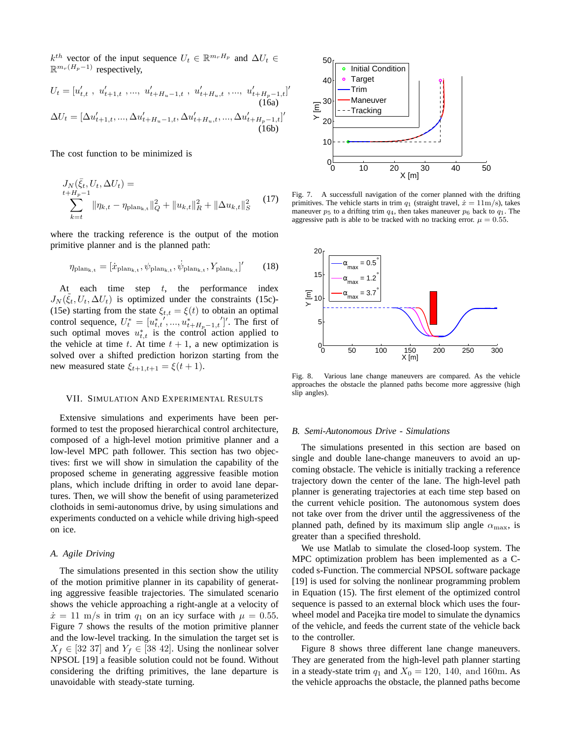$k^{th}$ vector of the input sequence $U_t \in \mathbb{R}^{m_r H_p}$ and $\Delta U_t \in \mathbb{R}^{m_r (H_p - 1)}$ respectively,

$$U_t = [u'_{t,t} \ , \ u'_{t+1,t} \ , ..., \ u'_{t+H_u-1,t} \ , \ u'_{t+H_u,t} \ , ..., \ u'_{t+H_p-1,t}]' \tag{16a}$$

$$\Delta U_t = [\Delta u'_{t+1,t}, ..., \Delta u'_{t+H_u-1,t}, \Delta u'_{t+H_u,t}, ..., \Delta u'_{t+H_p-1,t}]' \tag{16b}$$

The cost function to be minimized is

$$J_N(\bar{\xi}_t, U_t, \Delta U_t) = \sum_{k=t}^{t+H_p-1} \|\eta_{k,t} - \eta_{\text{plan}_{k,t}}\|_Q^2 + \|u_{k,t}\|_R^2 + \|\Delta u_{k,t}\|_S^2 \tag{17}$$

where the tracking reference is the output of the motion primitive planner and is the planned path:

$$\eta_{\text{plan}_{k,t}} = [\dot{x}_{\text{plan}_{k,t}}, \psi_{\text{plan}_{k,t}}, \dot{\psi}_{\text{plan}_{k,t}}, Y_{\text{plan}_{k,t}}]' \tag{18}$$

At each time step $t$, the performance index $J_N(\tilde{\xi}_t, U_t, \Delta U_t)$ is optimized under the constraints (15c)-(15e) starting from the state $\xi_{t,t} = \xi(t)$ to obtain an optimal control sequence, $U_t^* = [u^{*\prime}_{t,t}, ..., u^{*\prime}_{t+H_p-1,t}]'$. The first of such optimal moves $u^*_{t,t}$ is the control action applied to the vehicle at time $t$. At time $t+1$, a new optimization is solved over a shifted prediction horizon starting from the new measured state $\xi_{t+1,t+1} = \xi(t+1)$.

## VII. Simulation And Experimental Results

Extensive simulations and experiments have been performed to test the proposed hierarchical control architecture, composed of a high-level motion primitive planner and a low-level MPC path follower. This section has two objectives: first we will show in simulation the capability of the proposed scheme in generating aggressive feasible motion plans, which include drifting in order to avoid lane departures. Then, we will show the benefit of using parameterized clothoids in semi-autonomus drive, by using simulations and experiments conducted on a vehicle while driving high-speed on ice.

### A. Agile Driving

The simulations presented in this section show the utility of the motion primitive planner in its capability of generating aggressive feasible trajectories. The simulated scenario shows the vehicle approaching a right-angle at a velocity of $\dot{x} = 11$ m/s in trim $q_1$ on an icy surface with $\mu = 0.55$. Figure 7 shows the results of the motion primitive planner and the low-level tracking. In the simulation the target set is $X_f \in [32 \ 37]$ and $Y_f \in [38 \ 42]$. Using the nonlinear solver NPSOL [19] a feasible solution could not be found. Without considering the drifting primitives, the lane departure is unavoidable with steady-state turning.

Fig. 7. A successfull navigation of the corner planned with the drifting primitives. The vehicle starts in trim $q_1$ (straight travel, $\dot{x} = 11$m/s), takes maneuver $p_5$ to a drifting trim $q_4$, then takes maneuver $p_6$ back to $q_1$. The aggressive path is able to be tracked with no tracking error. $\mu = 0.55$.

Fig. 8. Various lane change maneuvers are compared. As the vehicle approaches the obstacle the planned paths become more aggressive (high slip angles).

### B. Semi-Autonomous Drive - Simulations

The simulations presented in this section are based on single and double lane-change maneuvers to avoid an upcoming obstacle. The vehicle is initially tracking a reference trajectory down the center of the lane. The high-level path planner is generating trajectories at each time step based on the current vehicle position. The autonomous system does not take over from the driver until the aggressiveness of the planned path, defined by its maximum slip angle $\alpha_{\max}$, is greater than a specified threshold.

We use Matlab to simulate the closed-loop system. The MPC optimization problem has been implemented as a C-coded s-Function. The commercial NPSOL software package [19] is used for solving the nonlinear programming problem in Equation (15). The first element of the optimized control sequence is passed to an external block which uses the four-wheel model and Pacejka tire model to simulate the dynamics of the vehicle, and feeds the current state of the vehicle back to the controller.

Figure 8 shows three different lane change maneuvers. They are generated from the high-level path planner starting in a steady-state trim $q_1$ and $X_0 = 120, \ 140, \ \text{and} \ 160$m. As the vehicle approachs the obstacle, the planned paths become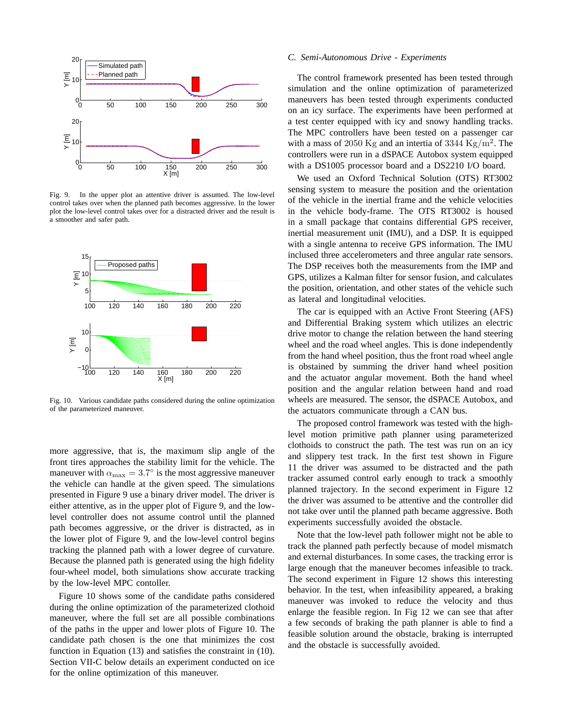Fig. 9. In the upper plot an attentive driver is assumed. The low-level control takes over when the planned path becomes aggressive. In the lower plot the low-level control takes over for a distracted driver and the result is a smoother and safer path.

Fig. 10. Various candidate paths considered during the online optimization of the parameterized maneuver.

more aggressive, that is, the maximum slip angle of the front tires approaches the stability limit for the vehicle. The maneuver with $\alpha_{\max} = 3.7^{\circ}$ is the most aggressive maneuver the vehicle can handle at the given speed. The simulations presented in Figure 9 use a binary driver model. The driver is either attentive, as in the upper plot of Figure 9, and the low-level controller does not assume control until the planned path becomes aggressive, or the driver is distracted, as in the lower plot of Figure 9, and the low-level control begins tracking the planned path with a lower degree of curvature. Because the planned path is generated using the high fidelity four-wheel model, both simulations show accurate tracking by the low-level MPC contoller.

Figure 10 shows some of the candidate paths considered during the online optimization of the parameterized clothoid maneuver, where the full set are all possible combinations of the paths in the upper and lower plots of Figure 10. The candidate path chosen is the one that minimizes the cost function in Equation (13) and satisfies the constraint in (10). Section VII-C below details an experiment conducted on ice for the online optimization of this maneuver.

### *C. Semi-Autonomous Drive - Experiments*

The control framework presented has been tested through simulation and the online optimization of parameterized maneuvers has been tested through experiments conducted on an icy surface. The experiments have been performed at a test center equipped with icy and snowy handling tracks. The MPC controllers have been tested on a passenger car with a mass of $2050$ Kg and an intertia of $3344 \text{ Kg/m}^2$. The controllers were run in a dSPACE Autobox system equipped with a DS1005 processor board and a DS2210 I/O board.

We used an Oxford Technical Solution (OTS) RT3002 sensing system to measure the position and the orientation of the vehicle in the inertial frame and the vehicle velocities in the vehicle body-frame. The OTS RT3002 is housed in a small package that contains differential GPS receiver, inertial measurement unit (IMU), and a DSP. It is equipped with a single antenna to receive GPS information. The IMU inclused three accelerometers and three angular rate sensors. The DSP receives both the measurements from the IMP and GPS, utilizes a Kalman filter for sensor fusion, and calculates the position, orientation, and other states of the vehicle such as lateral and longitudinal velocities.

The car is equipped with an Active Front Steering (AFS) and Differential Braking system which utilizes an electric drive motor to change the relation between the hand steering wheel and the road wheel angles. This is done independently from the hand wheel position, thus the front road wheel angle is obstained by summing the driver hand wheel position and the actuator angular movement. Both the hand wheel position and the angular relation between hand and road wheels are measured. The sensor, the dSPACE Autobox, and the actuators communicate through a CAN bus.

The proposed control framework was tested with the high-level motion primitive path planner using parameterized clothoids to construct the path. The test was run on an icy and slippery test track. In the first test shown in Figure 11 the driver was assumed to be distracted and the path tracker assumed control early enough to track a smoothly planned trajectory. In the second experiment in Figure 12 the driver was assumed to be attentive and the controller did not take over until the planned path became aggressive. Both experiments successfully avoided the obstacle.

Note that the low-level path follower might not be able to track the planned path perfectly because of model mismatch and external disturbances. In some cases, the tracking error is large enough that the maneuver becomes infeasible to track. The second experiment in Figure 12 shows this interesting behavior. In the test, when infeasibility appeared, a braking maneuver was invoked to reduce the velocity and thus enlarge the feasible region. In Fig 12 we can see that after a few seconds of braking the path planner is able to find a feasible solution around the obstacle, braking is interrupted and the obstacle is successfully avoided.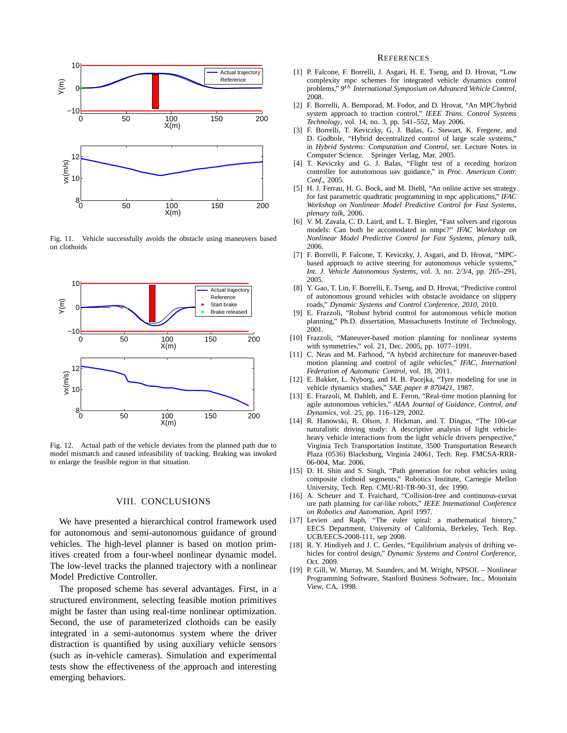10
Y(m)
0
−10
0
50
100
150
200
X(m)
Actual trajectory
Reference

12
vx(m/s)
10
8
0
50
100
150
200
X(m)

Fig. 11. Vehicle successfully avoids the obstacle using maneuvers based on clothoids

10
Y(m)
0
−10
0
50
100
150
200
X(m)
Actual trajectory
Reference
Start brake
Brake released

12
vx(m/s)
10
8
0
50
100
150
200
X(m)

Fig. 12. Actual path of the vehicle deviates from the planned path due to model mismatch and caused infeasibility of tracking. Braking was invoked to enlarge the feasible region in that situation.

## VIII. CONCLUSIONS

We have presented a hierarchical control framework used for autonomous and semi-autonomous guidance of ground vehicles. The high-level planner is based on motion primitives created from a four-wheel nonlinear dynamic model. The low-level tracks the planned trajectory with a nonlinear Model Predictive Controller.

The proposed scheme has several advantages. First, in a structured environment, selecting feasible motion primitives might be faster than using real-time nonlinear optimization. Second, the use of parameterized clothoids can be easily integrated in a semi-autonomous system where the driver distraction is quantified by using auxiliary vehicle sensors (such as in-vehicle cameras). Simulation and experimental tests show the effectiveness of the approach and interesting emerging behaviors.

## REFERENCES

[1] P. Falcone, F. Borrelli, J. Asgari, H. E. Tseng, and D. Hrovat, "Low complexity mpc schemes for integrated vehicle dynamics control problems," *$9^{th}$ International Symposium on Advanced Vehicle Control*, 2008.

[2] F. Borrelli, A. Bemporad, M. Fodor, and D. Hrovat, "An MPC/hybrid system approach to traction control," *IEEE Trans. Control Systems Technology*, vol. 14, no. 3, pp. 541–552, May 2006.

[3] F. Borrelli, T. Keviczky, G. J. Balas, G. Stewart, K. Fregene, and D. Godbole, "Hybrid decentralized control of large scale systems," in *Hybrid Systems: Computation and Control*, ser. Lecture Notes in Computer Science. Springer Verlag, Mar. 2005.

[4] T. Keviczky and G. J. Balas, "Flight test of a receding horizon controller for autonomous uav guidance," in *Proc. American Contr. Conf.*, 2005.

[5] H. J. Ferrau, H. G. Bock, and M. Diehl, "An online active set strategy for fast parametric quadratic programming in mpc applications," *IFAC Workshop on Nonlinear Model Predictive Control for Fast Systems, plenary talk*, 2006.

[6] V. M. Zavala, C. D. Laird, and L. T. Biegler, "Fast solvers and rigorous models: Can both be accomodated in nmpc?" *IFAC Workshop on Nonlinear Model Predictive Control for Fast Systems, plenary talk*, 2006.

[7] F. Borrelli, P. Falcone, T. Keviczky, J. Asgari, and D. Hrovat, "MPC-based approach to active steering for autonomous vehicle systems," *Int. J. Vehicle Autonomous Systems*, vol. 3, no. 2/3/4, pp. 265–291, 2005.

[8] Y. Gao, T. Lin, F. Borrelli, E. Tseng, and D. Hrovat, "Predictive control of autonomous ground vehicles with obstacle avoidance on slippery roads," *Dynamic Systems and Control Conference, 2010*, 2010.

[9] E. Frazzoli, "Robust hybrid control for autonomous vehicle motion planning," Ph.D. dissertation, Massachusetts Institute of Technology, 2001.

[10] Frazzoli, "Maneuver-based motion planning for nonlinear systems with symmetries," vol. 21, Dec. 2005, pp. 1077–1091.

[11] C. Neas and M. Farhood, "A hybrid architecture for maneuver-based motion planning and control of agile vehicles," *IFAC, Internationl Federation of Automatic Control*, vol. 18, 2011.

[12] E. Bakker, L. Nyborg, and H. B. Pacejka, "Tyre modeling for use in vehicle dynamics studies," *SAE paper # 870421*, 1987.

[13] E. Frazzoli, M. Dahleh, and E. Feron, "Real-time motion planning for agile autonomous vehicles," *AIAA Journal of Guidance, Control, and Dynamics*, vol. 25, pp. 116–129, 2002.

[14] R. Hanowski, R. Olson, J. Hickman, and T. Dingus, "The 100-car naturalistic driving study: A descriptive analysis of light vehicle-heavy vehicle interactions from the light vehicle drivers perspective," Virginia Tech Transportation Institute, 3500 Transportation Research Plaza (0536) Blacksburg, Virginia 24061, Tech. Rep. FMCSA-RRR-06-004, Mar. 2006.

[15] D. H. Shin and S. Singh, "Path generation for robot vehicles using composite clothoid segments," Robotics Institute, Carnegie Mellon University, Tech. Rep. CMU-RI-TR-90-31, dec 1990.

[16] A. Scheuer and T. Fraichard, "Collision-free and continuous-curvat ure path planning for car-like robots," *IEEE International Conference on Robotics and Automation*, April 1997.

[17] Levien and Raph, "The euler spiral: a mathematical history," EECS Department, University of California, Berkeley, Tech. Rep. UCB/EECS-2008-111, sep 2008.

[18] R. Y. Hindiyeh and J. C. Gerdes, "Equilibrium analysis of drifting vehicles for control design," *Dynamic Systems and Control Conference*, Oct. 2009.

[19] P. Gill, W. Murray, M. Saunders, and M. Wright, NPSOL – Nonlinear Programming Software, Stanford Business Software, Inc., Mountain View, CA, 1998.